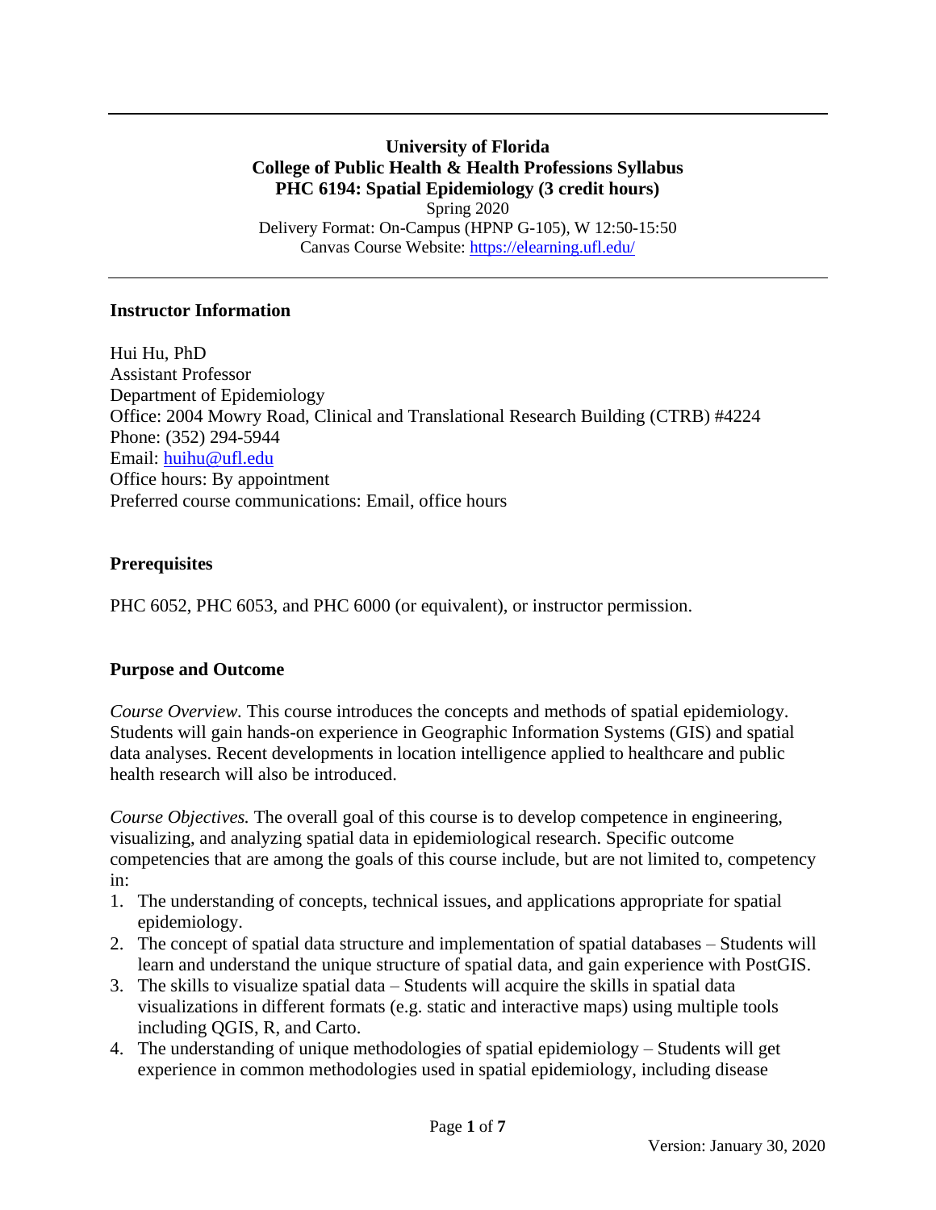**University of Florida**
**College of Public Health & Health Professions Syllabus**
**PHC 6194: Spatial Epidemiology (3 credit hours)**

Spring 2020
Delivery Format: On-Campus (HPNP G-105), W 12:50-15:50
Canvas Course Website: https://elearning.ufl.edu/

---

## Instructor Information

Hui Hu, PhD
Assistant Professor
Department of Epidemiology
Office: 2004 Mowry Road, Clinical and Translational Research Building (CTRB) #4224
Phone: (352) 294-5944
Email: huihu@ufl.edu
Office hours: By appointment
Preferred course communications: Email, office hours

## Prerequisites

PHC 6052, PHC 6053, and PHC 6000 (or equivalent), or instructor permission.

## Purpose and Outcome

*Course Overview.* This course introduces the concepts and methods of spatial epidemiology. Students will gain hands-on experience in Geographic Information Systems (GIS) and spatial data analyses. Recent developments in location intelligence applied to healthcare and public health research will also be introduced.

*Course Objectives.* The overall goal of this course is to develop competence in engineering, visualizing, and analyzing spatial data in epidemiological research. Specific outcome competencies that are among the goals of this course include, but are not limited to, competency in:

1. The understanding of concepts, technical issues, and applications appropriate for spatial epidemiology.
2. The concept of spatial data structure and implementation of spatial databases – Students will learn and understand the unique structure of spatial data, and gain experience with PostGIS.
3. The skills to visualize spatial data – Students will acquire the skills in spatial data visualizations in different formats (e.g. static and interactive maps) using multiple tools including QGIS, R, and Carto.
4. The understanding of unique methodologies of spatial epidemiology – Students will get experience in common methodologies used in spatial epidemiology, including disease

Version: January 30, 2020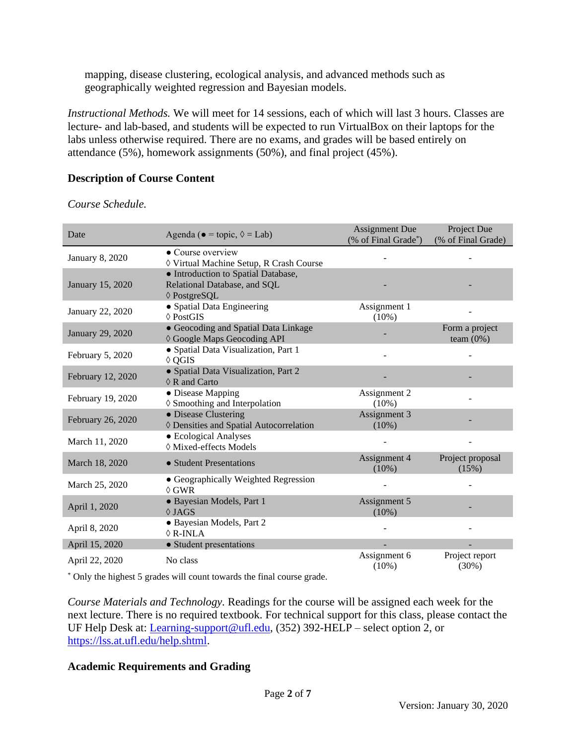mapping, disease clustering, ecological analysis, and advanced methods such as geographically weighted regression and Bayesian models.

*Instructional Methods.* We will meet for 14 sessions, each of which will last 3 hours. Classes are lecture- and lab-based, and students will be expected to run VirtualBox on their laptops for the labs unless otherwise required. There are no exams, and grades will be based entirely on attendance (5%), homework assignments (50%), and final project (45%).

## Description of Course Content

*Course Schedule.*

| Date | Agenda (● = topic, ◊ = Lab) | Assignment Due (% of Final Grade*) | Project Due (% of Final Grade) |
|---|---|---|---|
| January 8, 2020 | ● Course overview<br>◊ Virtual Machine Setup, R Crash Course | - | - |
| January 15, 2020 | ● Introduction to Spatial Database, Relational Database, and SQL<br>◊ PostgreSQL | - | - |
| January 22, 2020 | ● Spatial Data Engineering<br>◊ PostGIS | Assignment 1 (10%) | - |
| January 29, 2020 | ● Geocoding and Spatial Data Linkage<br>◊ Google Maps Geocoding API | - | Form a project team (0%) |
| February 5, 2020 | ● Spatial Data Visualization, Part 1<br>◊ QGIS | - | - |
| February 12, 2020 | ● Spatial Data Visualization, Part 2<br>◊ R and Carto | - | - |
| February 19, 2020 | ● Disease Mapping<br>◊ Smoothing and Interpolation | Assignment 2 (10%) | - |
| February 26, 2020 | ● Disease Clustering<br>◊ Densities and Spatial Autocorrelation | Assignment 3 (10%) | - |
| March 11, 2020 | ● Ecological Analyses<br>◊ Mixed-effects Models | - | - |
| March 18, 2020 | ● Student Presentations | Assignment 4 (10%) | Project proposal (15%) |
| March 25, 2020 | ● Geographically Weighted Regression<br>◊ GWR | - | - |
| April 1, 2020 | ● Bayesian Models, Part 1<br>◊ JAGS | Assignment 5 (10%) | - |
| April 8, 2020 | ● Bayesian Models, Part 2<br>◊ R-INLA | - | - |
| April 15, 2020 | ● Student presentations | - | - |
| April 22, 2020 | No class | Assignment 6 (10%) | Project report (30%) |

\* Only the highest 5 grades will count towards the final course grade.

*Course Materials and Technology.* Readings for the course will be assigned each week for the next lecture. There is no required textbook. For technical support for this class, please contact the UF Help Desk at: Learning-support@ufl.edu, (352) 392-HELP – select option 2, or https://lss.at.ufl.edu/help.shtml.

## Academic Requirements and Grading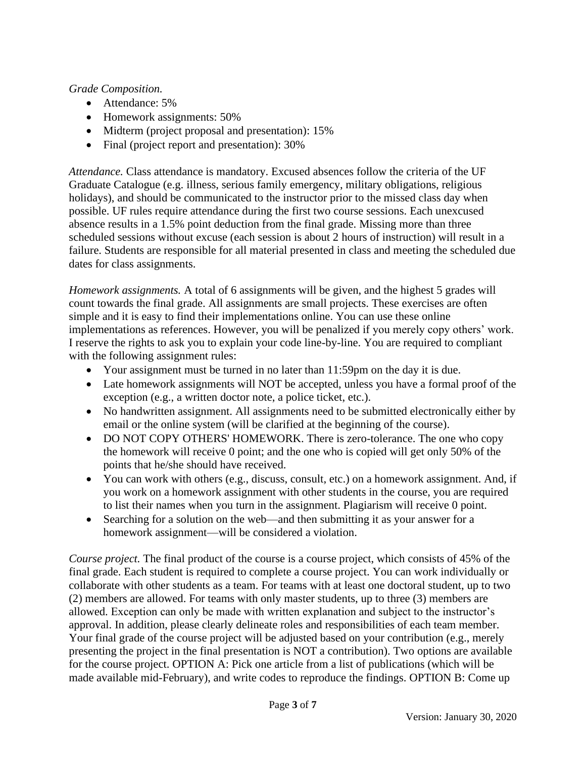*Grade Composition.*

- Attendance: 5%
- Homework assignments: 50%
- Midterm (project proposal and presentation): 15%
- Final (project report and presentation): 30%

*Attendance.* Class attendance is mandatory. Excused absences follow the criteria of the UF Graduate Catalogue (e.g. illness, serious family emergency, military obligations, religious holidays), and should be communicated to the instructor prior to the missed class day when possible. UF rules require attendance during the first two course sessions. Each unexcused absence results in a 1.5% point deduction from the final grade. Missing more than three scheduled sessions without excuse (each session is about 2 hours of instruction) will result in a failure. Students are responsible for all material presented in class and meeting the scheduled due dates for class assignments.

*Homework assignments.* A total of 6 assignments will be given, and the highest 5 grades will count towards the final grade. All assignments are small projects. These exercises are often simple and it is easy to find their implementations online. You can use these online implementations as references. However, you will be penalized if you merely copy others' work. I reserve the rights to ask you to explain your code line-by-line. You are required to compliant with the following assignment rules:

- Your assignment must be turned in no later than 11:59pm on the day it is due.
- Late homework assignments will NOT be accepted, unless you have a formal proof of the exception (e.g., a written doctor note, a police ticket, etc.).
- No handwritten assignment. All assignments need to be submitted electronically either by email or the online system (will be clarified at the beginning of the course).
- DO NOT COPY OTHERS' HOMEWORK. There is zero-tolerance. The one who copy the homework will receive 0 point; and the one who is copied will get only 50% of the points that he/she should have received.
- You can work with others (e.g., discuss, consult, etc.) on a homework assignment. And, if you work on a homework assignment with other students in the course, you are required to list their names when you turn in the assignment. Plagiarism will receive 0 point.
- Searching for a solution on the web—and then submitting it as your answer for a homework assignment—will be considered a violation.

*Course project.* The final product of the course is a course project, which consists of 45% of the final grade. Each student is required to complete a course project. You can work individually or collaborate with other students as a team. For teams with at least one doctoral student, up to two (2) members are allowed. For teams with only master students, up to three (3) members are allowed. Exception can only be made with written explanation and subject to the instructor's approval. In addition, please clearly delineate roles and responsibilities of each team member. Your final grade of the course project will be adjusted based on your contribution (e.g., merely presenting the project in the final presentation is NOT a contribution). Two options are available for the course project. OPTION A: Pick one article from a list of publications (which will be made available mid-February), and write codes to reproduce the findings. OPTION B: Come up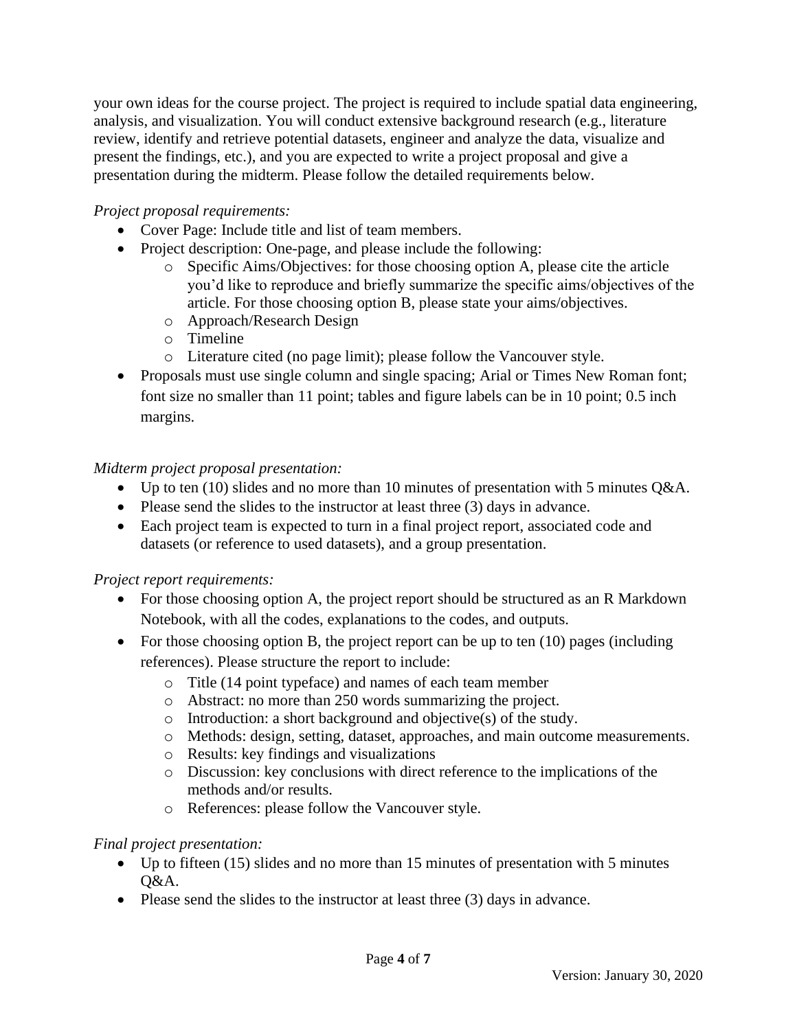your own ideas for the course project. The project is required to include spatial data engineering, analysis, and visualization. You will conduct extensive background research (e.g., literature review, identify and retrieve potential datasets, engineer and analyze the data, visualize and present the findings, etc.), and you are expected to write a project proposal and give a presentation during the midterm. Please follow the detailed requirements below.

*Project proposal requirements:*

- Cover Page: Include title and list of team members.
- Project description: One-page, and please include the following:
  - Specific Aims/Objectives: for those choosing option A, please cite the article you'd like to reproduce and briefly summarize the specific aims/objectives of the article. For those choosing option B, please state your aims/objectives.
  - Approach/Research Design
  - Timeline
  - Literature cited (no page limit); please follow the Vancouver style.
- Proposals must use single column and single spacing; Arial or Times New Roman font; font size no smaller than 11 point; tables and figure labels can be in 10 point; 0.5 inch margins.

*Midterm project proposal presentation:*

- Up to ten (10) slides and no more than 10 minutes of presentation with 5 minutes Q&A.
- Please send the slides to the instructor at least three (3) days in advance.
- Each project team is expected to turn in a final project report, associated code and datasets (or reference to used datasets), and a group presentation.

*Project report requirements:*

- For those choosing option A, the project report should be structured as an R Markdown Notebook, with all the codes, explanations to the codes, and outputs.
- For those choosing option B, the project report can be up to ten (10) pages (including references). Please structure the report to include:
  - Title (14 point typeface) and names of each team member
  - Abstract: no more than 250 words summarizing the project.
  - Introduction: a short background and objective(s) of the study.
  - Methods: design, setting, dataset, approaches, and main outcome measurements.
  - Results: key findings and visualizations
  - Discussion: key conclusions with direct reference to the implications of the methods and/or results.
  - References: please follow the Vancouver style.

*Final project presentation:*

- Up to fifteen (15) slides and no more than 15 minutes of presentation with 5 minutes Q&A.
- Please send the slides to the instructor at least three (3) days in advance.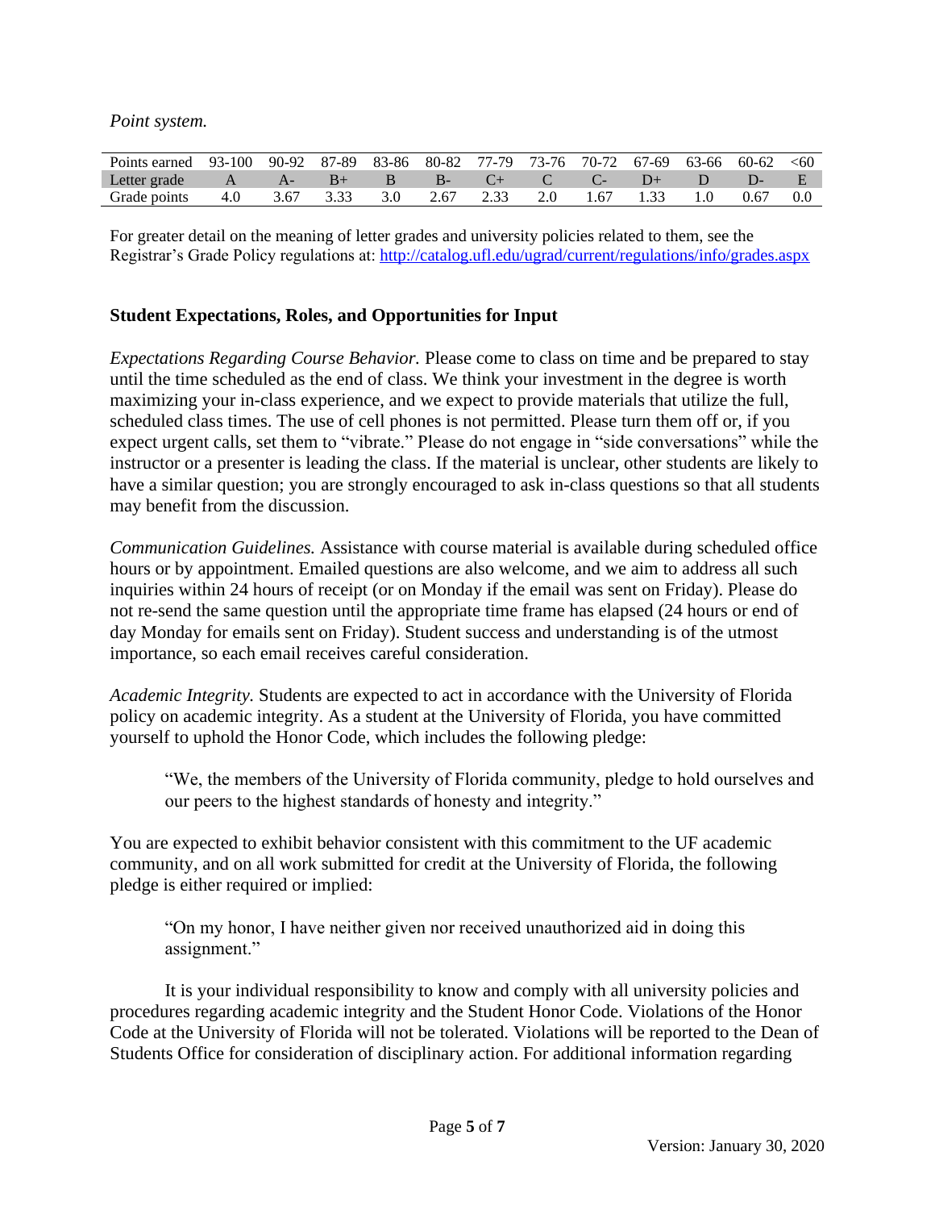*Point system.*

| Points earned | 93-100 | 90-92 | 87-89 | 83-86 | 80-82 | 77-79 | 73-76 | 70-72 | 67-69 | 63-66 | 60-62 | <60 |
|---|---|---|---|---|---|---|---|---|---|---|---|---|
| Letter grade | A | A- | B+ | B | B- | C+ | C | C- | D+ | D | D- | E |
| Grade points | 4.0 | 3.67 | 3.33 | 3.0 | 2.67 | 2.33 | 2.0 | 1.67 | 1.33 | 1.0 | 0.67 | 0.0 |

For greater detail on the meaning of letter grades and university policies related to them, see the Registrar's Grade Policy regulations at: http://catalog.ufl.edu/ugrad/current/regulations/info/grades.aspx

## Student Expectations, Roles, and Opportunities for Input

*Expectations Regarding Course Behavior.* Please come to class on time and be prepared to stay until the time scheduled as the end of class. We think your investment in the degree is worth maximizing your in-class experience, and we expect to provide materials that utilize the full, scheduled class times. The use of cell phones is not permitted. Please turn them off or, if you expect urgent calls, set them to "vibrate." Please do not engage in "side conversations" while the instructor or a presenter is leading the class. If the material is unclear, other students are likely to have a similar question; you are strongly encouraged to ask in-class questions so that all students may benefit from the discussion.

*Communication Guidelines.* Assistance with course material is available during scheduled office hours or by appointment. Emailed questions are also welcome, and we aim to address all such inquiries within 24 hours of receipt (or on Monday if the email was sent on Friday). Please do not re-send the same question until the appropriate time frame has elapsed (24 hours or end of day Monday for emails sent on Friday). Student success and understanding is of the utmost importance, so each email receives careful consideration.

*Academic Integrity.* Students are expected to act in accordance with the University of Florida policy on academic integrity. As a student at the University of Florida, you have committed yourself to uphold the Honor Code, which includes the following pledge:

> "We, the members of the University of Florida community, pledge to hold ourselves and our peers to the highest standards of honesty and integrity."

You are expected to exhibit behavior consistent with this commitment to the UF academic community, and on all work submitted for credit at the University of Florida, the following pledge is either required or implied:

> "On my honor, I have neither given nor received unauthorized aid in doing this assignment."

It is your individual responsibility to know and comply with all university policies and procedures regarding academic integrity and the Student Honor Code. Violations of the Honor Code at the University of Florida will not be tolerated. Violations will be reported to the Dean of Students Office for consideration of disciplinary action. For additional information regarding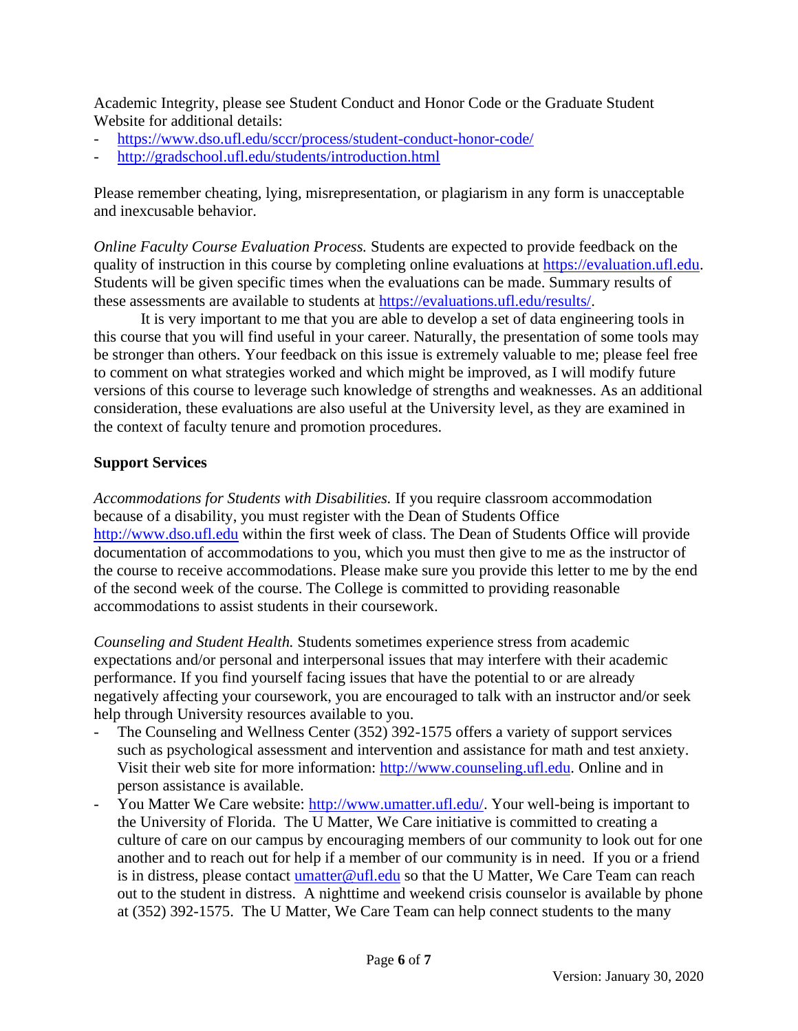Academic Integrity, please see Student Conduct and Honor Code or the Graduate Student Website for additional details:

- https://www.dso.ufl.edu/sccr/process/student-conduct-honor-code/
- http://gradschool.ufl.edu/students/introduction.html

Please remember cheating, lying, misrepresentation, or plagiarism in any form is unacceptable and inexcusable behavior.

*Online Faculty Course Evaluation Process.* Students are expected to provide feedback on the quality of instruction in this course by completing online evaluations at https://evaluation.ufl.edu. Students will be given specific times when the evaluations can be made. Summary results of these assessments are available to students at https://evaluations.ufl.edu/results/.

It is very important to me that you are able to develop a set of data engineering tools in this course that you will find useful in your career. Naturally, the presentation of some tools may be stronger than others. Your feedback on this issue is extremely valuable to me; please feel free to comment on what strategies worked and which might be improved, as I will modify future versions of this course to leverage such knowledge of strengths and weaknesses. As an additional consideration, these evaluations are also useful at the University level, as they are examined in the context of faculty tenure and promotion procedures.

**Support Services**

*Accommodations for Students with Disabilities.* If you require classroom accommodation because of a disability, you must register with the Dean of Students Office http://www.dso.ufl.edu within the first week of class. The Dean of Students Office will provide documentation of accommodations to you, which you must then give to me as the instructor of the course to receive accommodations. Please make sure you provide this letter to me by the end of the second week of the course. The College is committed to providing reasonable accommodations to assist students in their coursework.

*Counseling and Student Health.* Students sometimes experience stress from academic expectations and/or personal and interpersonal issues that may interfere with their academic performance. If you find yourself facing issues that have the potential to or are already negatively affecting your coursework, you are encouraged to talk with an instructor and/or seek help through University resources available to you.

- The Counseling and Wellness Center (352) 392-1575 offers a variety of support services such as psychological assessment and intervention and assistance for math and test anxiety. Visit their web site for more information: http://www.counseling.ufl.edu. Online and in person assistance is available.
- You Matter We Care website: http://www.umatter.ufl.edu/. Your well-being is important to the University of Florida. The U Matter, We Care initiative is committed to creating a culture of care on our campus by encouraging members of our community to look out for one another and to reach out for help if a member of our community is in need. If you or a friend is in distress, please contact umatter@ufl.edu so that the U Matter, We Care Team can reach out to the student in distress. A nighttime and weekend crisis counselor is available by phone at (352) 392-1575. The U Matter, We Care Team can help connect students to the many

Version: January 30, 2020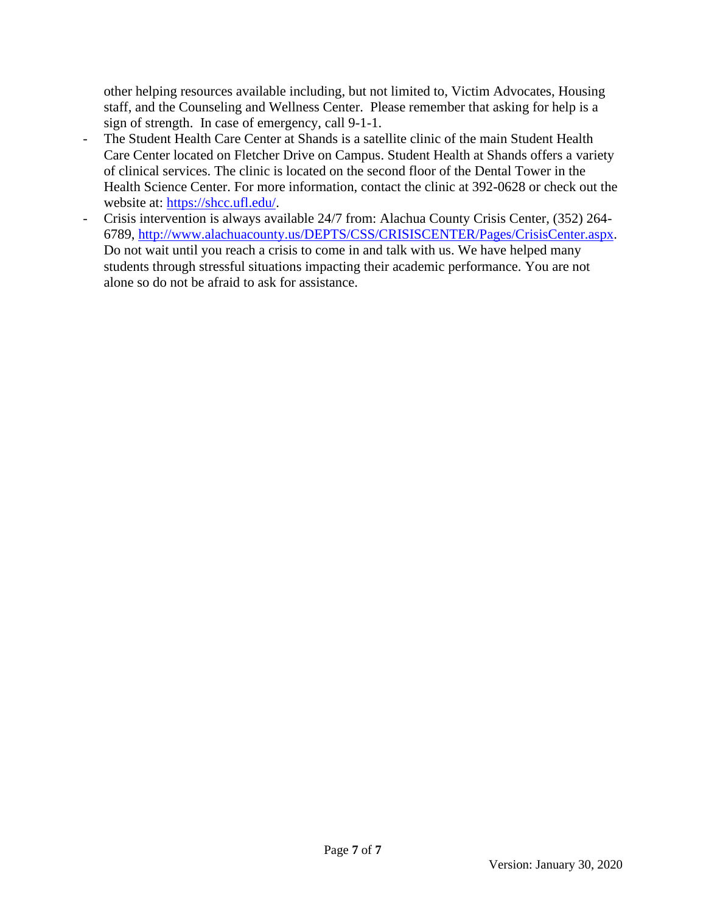other helping resources available including, but not limited to, Victim Advocates, Housing staff, and the Counseling and Wellness Center. Please remember that asking for help is a sign of strength. In case of emergency, call 9-1-1.

- The Student Health Care Center at Shands is a satellite clinic of the main Student Health Care Center located on Fletcher Drive on Campus. Student Health at Shands offers a variety of clinical services. The clinic is located on the second floor of the Dental Tower in the Health Science Center. For more information, contact the clinic at 392-0628 or check out the website at: https://shcc.ufl.edu/.
- Crisis intervention is always available 24/7 from: Alachua County Crisis Center, (352) 264-6789, http://www.alachuacounty.us/DEPTS/CSS/CRISISCENTER/Pages/CrisisCenter.aspx. Do not wait until you reach a crisis to come in and talk with us. We have helped many students through stressful situations impacting their academic performance. You are not alone so do not be afraid to ask for assistance.

Version: January 30, 2020